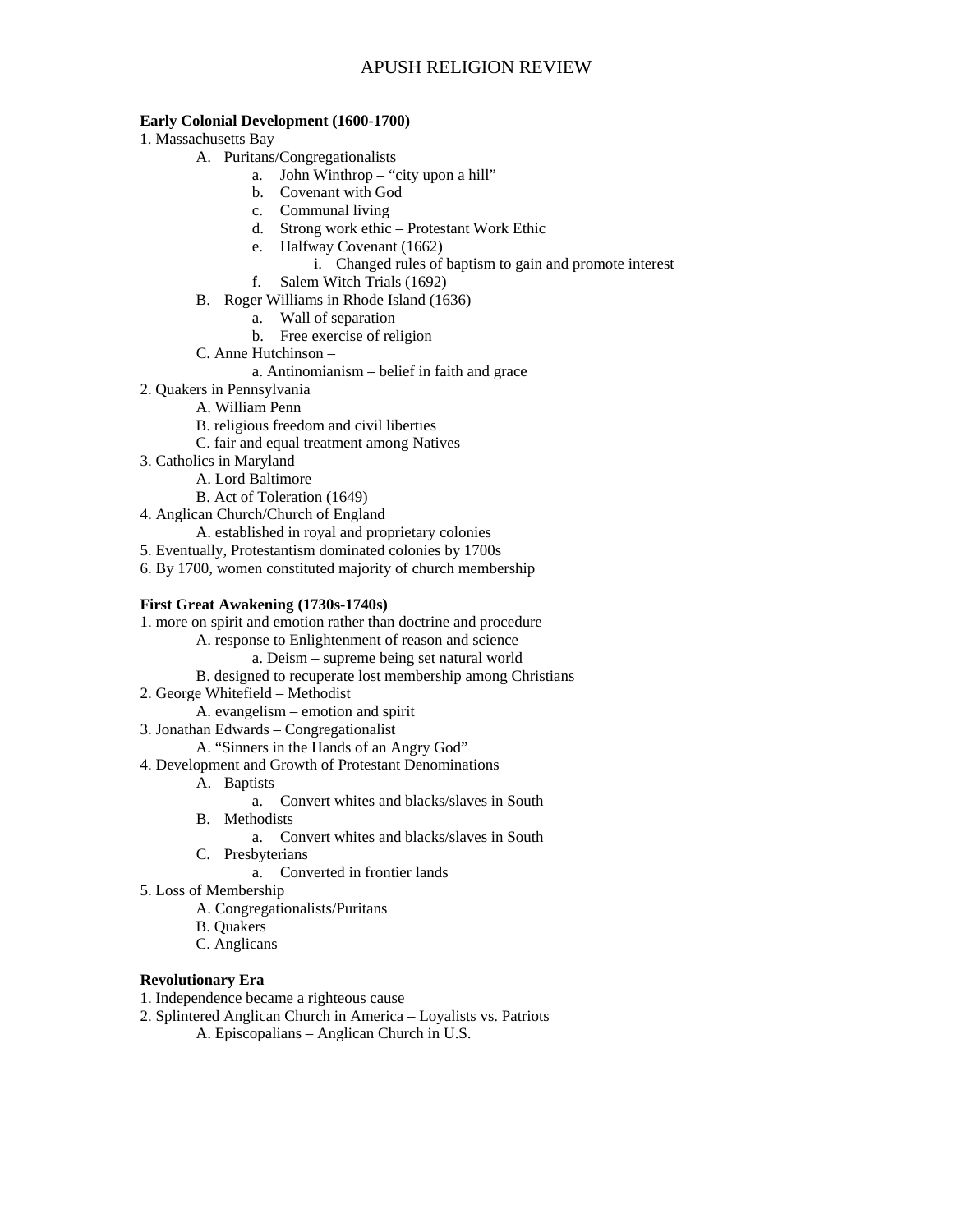# APUSH RELIGION REVIEW

**Early Colonial Development (1600-1700)**

1. Massachusetts Bay
   - A. Puritans/Congregationalists
     - a. John Winthrop – "city upon a hill"
     - b. Covenant with God
     - c. Communal living
     - d. Strong work ethic – Protestant Work Ethic
     - e. Halfway Covenant (1662)
       - i. Changed rules of baptism to gain and promote interest
     - f. Salem Witch Trials (1692)
   - B. Roger Williams in Rhode Island (1636)
     - a. Wall of separation
     - b. Free exercise of religion
   - C. Anne Hutchinson –
     - a. Antinomianism – belief in faith and grace
2. Quakers in Pennsylvania
   - A. William Penn
   - B. religious freedom and civil liberties
   - C. fair and equal treatment among Natives
3. Catholics in Maryland
   - A. Lord Baltimore
   - B. Act of Toleration (1649)
4. Anglican Church/Church of England
   - A. established in royal and proprietary colonies
5. Eventually, Protestantism dominated colonies by 1700s
6. By 1700, women constituted majority of church membership

**First Great Awakening (1730s-1740s)**

1. more on spirit and emotion rather than doctrine and procedure
   - A. response to Enlightenment of reason and science
     - a. Deism – supreme being set natural world
   - B. designed to recuperate lost membership among Christians
2. George Whitefield – Methodist
   - A. evangelism – emotion and spirit
3. Jonathan Edwards – Congregationalist
   - A. "Sinners in the Hands of an Angry God"
4. Development and Growth of Protestant Denominations
   - A. Baptists
     - a. Convert whites and blacks/slaves in South
   - B. Methodists
     - a. Convert whites and blacks/slaves in South
   - C. Presbyterians
     - a. Converted in frontier lands
5. Loss of Membership
   - A. Congregationalists/Puritans
   - B. Quakers
   - C. Anglicans

**Revolutionary Era**

1. Independence became a righteous cause
2. Splintered Anglican Church in America – Loyalists vs. Patriots
   - A. Episcopalians – Anglican Church in U.S.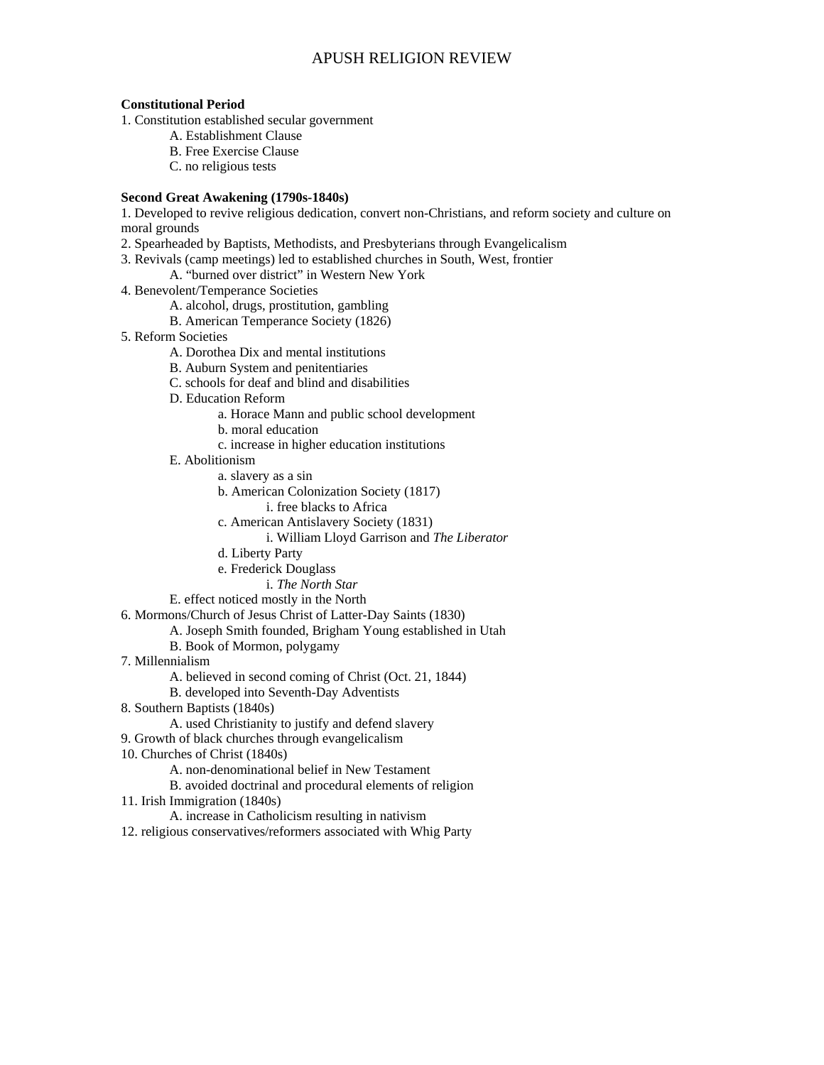# APUSH RELIGION REVIEW

**Constitutional Period**

1. Constitution established secular government
    - A. Establishment Clause
    - B. Free Exercise Clause
    - C. no religious tests

**Second Great Awakening (1790s-1840s)**

1. Developed to revive religious dedication, convert non-Christians, and reform society and culture on moral grounds
2. Spearheaded by Baptists, Methodists, and Presbyterians through Evangelicalism
3. Revivals (camp meetings) led to established churches in South, West, frontier
    - A. "burned over district" in Western New York
4. Benevolent/Temperance Societies
    - A. alcohol, drugs, prostitution, gambling
    - B. American Temperance Society (1826)
5. Reform Societies
    - A. Dorothea Dix and mental institutions
    - B. Auburn System and penitentiaries
    - C. schools for deaf and blind and disabilities
    - D. Education Reform
        - a. Horace Mann and public school development
        - b. moral education
        - c. increase in higher education institutions
    - E. Abolitionism
        - a. slavery as a sin
        - b. American Colonization Society (1817)
            - i. free blacks to Africa
        - c. American Antislavery Society (1831)
            - i. William Lloyd Garrison and *The Liberator*
        - d. Liberty Party
        - e. Frederick Douglass
            - i. *The North Star*
    - E. effect noticed mostly in the North
6. Mormons/Church of Jesus Christ of Latter-Day Saints (1830)
    - A. Joseph Smith founded, Brigham Young established in Utah
    - B. Book of Mormon, polygamy
7. Millennialism
    - A. believed in second coming of Christ (Oct. 21, 1844)
    - B. developed into Seventh-Day Adventists
8. Southern Baptists (1840s)
    - A. used Christianity to justify and defend slavery
9. Growth of black churches through evangelicalism
10. Churches of Christ (1840s)
    - A. non-denominational belief in New Testament
    - B. avoided doctrinal and procedural elements of religion
11. Irish Immigration (1840s)
    - A. increase in Catholicism resulting in nativism
12. religious conservatives/reformers associated with Whig Party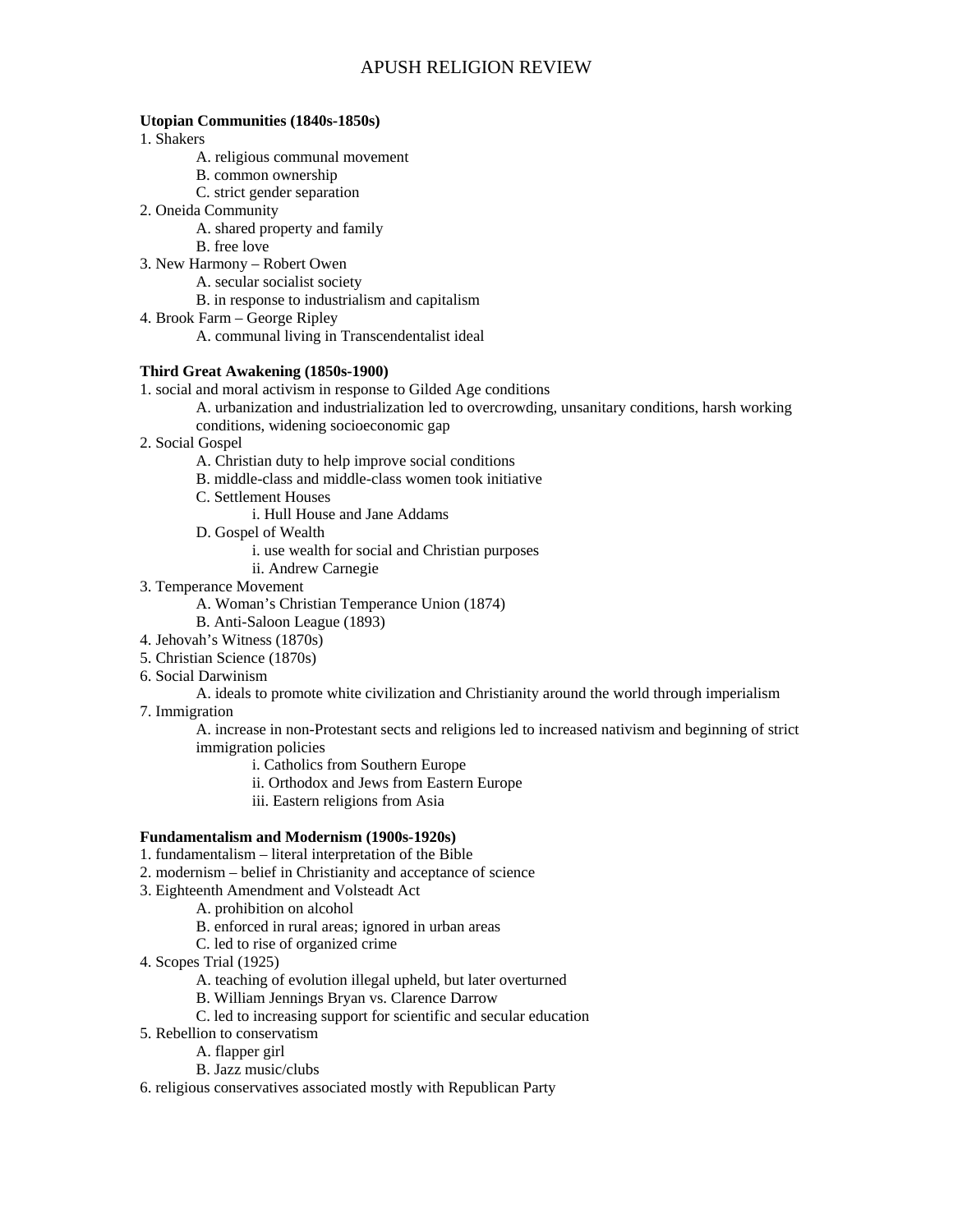# APUSH RELIGION REVIEW

**Utopian Communities (1840s-1850s)**

1. Shakers
    - A. religious communal movement
    - B. common ownership
    - C. strict gender separation
2. Oneida Community
    - A. shared property and family
    - B. free love
3. New Harmony – Robert Owen
    - A. secular socialist society
    - B. in response to industrialism and capitalism
4. Brook Farm – George Ripley
    - A. communal living in Transcendentalist ideal

**Third Great Awakening (1850s-1900)**

1. social and moral activism in response to Gilded Age conditions
    - A. urbanization and industrialization led to overcrowding, unsanitary conditions, harsh working conditions, widening socioeconomic gap
2. Social Gospel
    - A. Christian duty to help improve social conditions
    - B. middle-class and middle-class women took initiative
    - C. Settlement Houses
        - i. Hull House and Jane Addams
    - D. Gospel of Wealth
        - i. use wealth for social and Christian purposes
        - ii. Andrew Carnegie
3. Temperance Movement
    - A. Woman's Christian Temperance Union (1874)
    - B. Anti-Saloon League (1893)
4. Jehovah's Witness (1870s)
5. Christian Science (1870s)
6. Social Darwinism
    - A. ideals to promote white civilization and Christianity around the world through imperialism
7. Immigration
    - A. increase in non-Protestant sects and religions led to increased nativism and beginning of strict immigration policies
        - i. Catholics from Southern Europe
        - ii. Orthodox and Jews from Eastern Europe
        - iii. Eastern religions from Asia

**Fundamentalism and Modernism (1900s-1920s)**

1. fundamentalism – literal interpretation of the Bible
2. modernism – belief in Christianity and acceptance of science
3. Eighteenth Amendment and Volsteadt Act
    - A. prohibition on alcohol
    - B. enforced in rural areas; ignored in urban areas
    - C. led to rise of organized crime
4. Scopes Trial (1925)
    - A. teaching of evolution illegal upheld, but later overturned
    - B. William Jennings Bryan vs. Clarence Darrow
    - C. led to increasing support for scientific and secular education
5. Rebellion to conservatism
    - A. flapper girl
    - B. Jazz music/clubs
6. religious conservatives associated mostly with Republican Party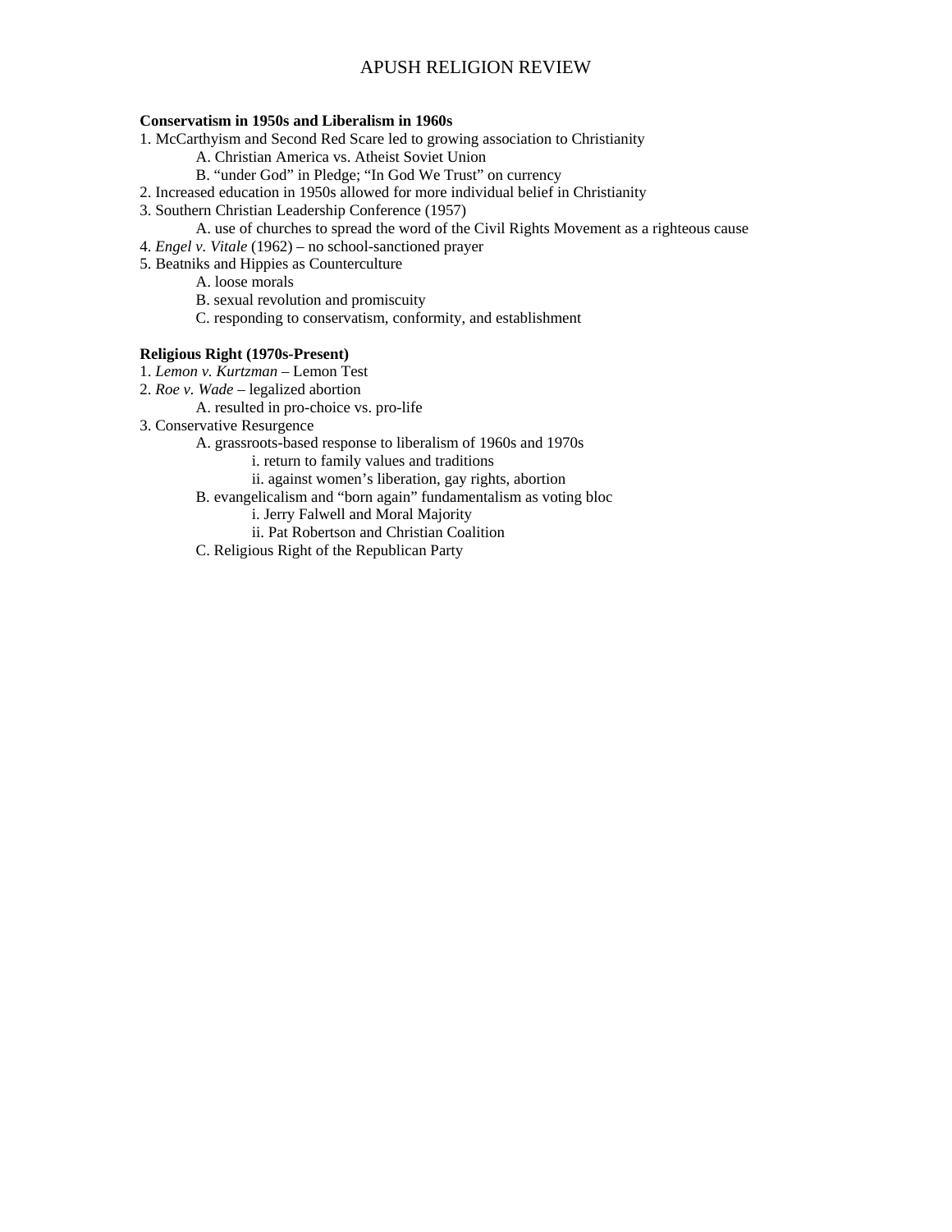# APUSH RELIGION REVIEW

**Conservatism in 1950s and Liberalism in 1960s**

1. McCarthyism and Second Red Scare led to growing association to Christianity
   - A. Christian America vs. Atheist Soviet Union
   - B. "under God" in Pledge; "In God We Trust" on currency
2. Increased education in 1950s allowed for more individual belief in Christianity
3. Southern Christian Leadership Conference (1957)
   - A. use of churches to spread the word of the Civil Rights Movement as a righteous cause
4. *Engel v. Vitale* (1962) – no school-sanctioned prayer
5. Beatniks and Hippies as Counterculture
   - A. loose morals
   - B. sexual revolution and promiscuity
   - C. responding to conservatism, conformity, and establishment

**Religious Right (1970s-Present)**

1. *Lemon v. Kurtzman* – Lemon Test
2. *Roe v. Wade* – legalized abortion
   - A. resulted in pro-choice vs. pro-life
3. Conservative Resurgence
   - A. grassroots-based response to liberalism of 1960s and 1970s
     - i. return to family values and traditions
     - ii. against women's liberation, gay rights, abortion
   - B. evangelicalism and "born again" fundamentalism as voting bloc
     - i. Jerry Falwell and Moral Majority
     - ii. Pat Robertson and Christian Coalition
   - C. Religious Right of the Republican Party